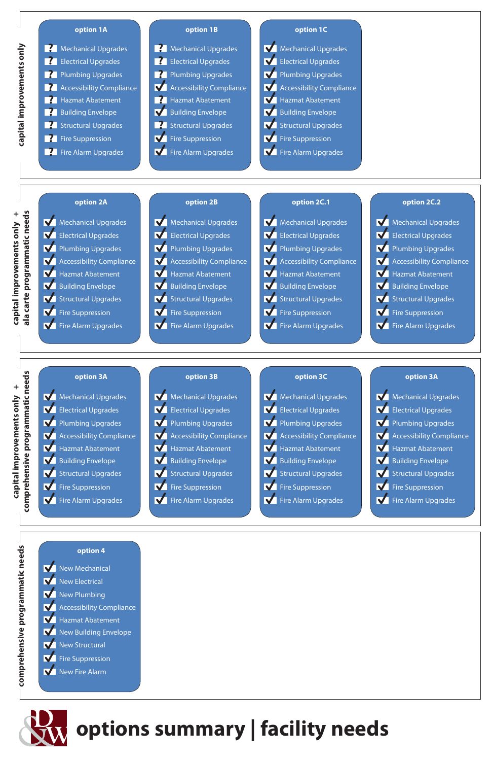# options summary | facility needs

## capital improvements only

| Item | option 1A | option 1B | option 1C |
|---|---|---|---|
| Mechanical Upgrades | ? | ? | ✓ |
| Electrical Upgrades | ? | ? | ✓ |
| Plumbing Upgrades | ? | ? | ✓ |
| Accessibility Compliance | ? | ✓ | ✓ |
| Hazmat Abatement | ? | ? | ✓ |
| Building Envelope | ? | ✓ | ✓ |
| Structural Upgrades | ? | ? | ✓ |
| Fire Suppression | ? | ✓ | ✓ |
| Fire Alarm Upgrades | ? | ✓ | ✓ |

## capital improvements only + ala carte programmatic needs

| Item | option 2A | option 2B | option 2C.1 | option 2C.2 |
|---|---|---|---|---|
| Mechanical Upgrades | ✓ | ✓ | ✓ | ✓ |
| Electrical Upgrades | ✓ | ✓ | ✓ | ✓ |
| Plumbing Upgrades | ✓ | ✓ | ✓ | ✓ |
| Accessibility Compliance | ✓ | ✓ | ✓ | ✓ |
| Hazmat Abatement | ✓ | ✓ | ✓ | ✓ |
| Building Envelope | ✓ | ✓ | ✓ | ✓ |
| Structural Upgrades | ✓ | ✓ | ✓ | ✓ |
| Fire Suppression | ✓ | ✓ | ✓ | ✓ |
| Fire Alarm Upgrades | ✓ | ✓ | ✓ | ✓ |

## capital improvements only + comprehensive programmatic needs

| Item | option 3A | option 3B | option 3C | option 3A |
|---|---|---|---|---|
| Mechanical Upgrades | ✓ | ✓ | ✓ | ✓ |
| Electrical Upgrades | ✓ | ✓ | ✓ | ✓ |
| Plumbing Upgrades | ✓ | ✓ | ✓ | ✓ |
| Accessibility Compliance | ✓ | ✓ | ✓ | ✓ |
| Hazmat Abatement | ✓ | ✓ | ✓ | ✓ |
| Building Envelope | ✓ | ✓ | ✓ | ✓ |
| Structural Upgrades | ✓ | ✓ | ✓ | ✓ |
| Fire Suppression | ✓ | ✓ | ✓ | ✓ |
| Fire Alarm Upgrades | ✓ | ✓ | ✓ | ✓ |

## comprehensive programmatic needs

| Item | option 4 |
|---|---|
| New Mechanical | ✓ |
| New Electrical | ✓ |
| New Plumbing | ✓ |
| Accessibility Compliance | ✓ |
| Hazmat Abatement | ✓ |
| New Building Envelope | ✓ |
| New Structural | ✓ |
| Fire Suppression | ✓ |
| New Fire Alarm | ✓ |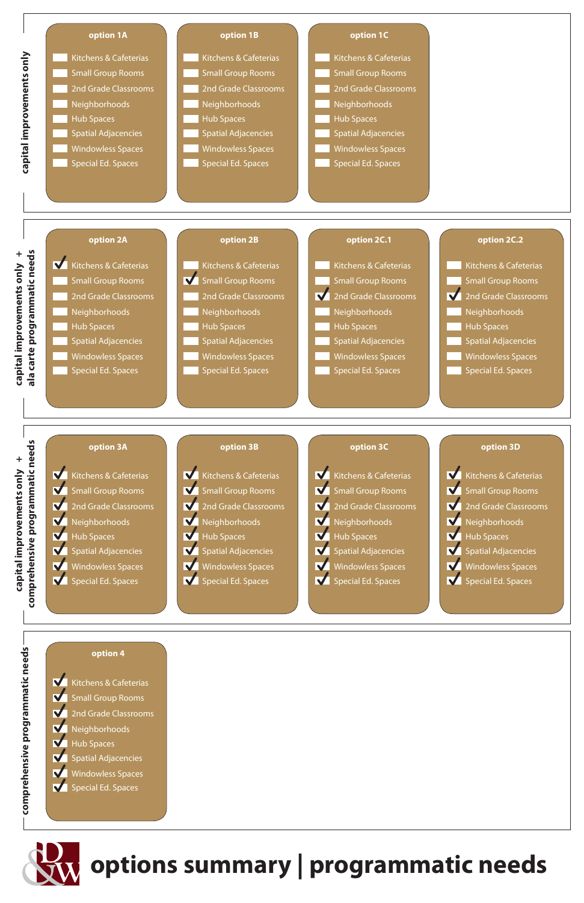# options summary | programmatic needs

## capital improvements only

### option 1A

- ☐ Kitchens & Cafeterias
- ☐ Small Group Rooms
- ☐ 2nd Grade Classrooms
- ☐ Neighborhoods
- ☐ Hub Spaces
- ☐ Spatial Adjacencies
- ☐ Windowless Spaces
- ☐ Special Ed. Spaces

### option 1B

- ☐ Kitchens & Cafeterias
- ☐ Small Group Rooms
- ☐ 2nd Grade Classrooms
- ☐ Neighborhoods
- ☐ Hub Spaces
- ☐ Spatial Adjacencies
- ☐ Windowless Spaces
- ☐ Special Ed. Spaces

### option 1C

- ☐ Kitchens & Cafeterias
- ☐ Small Group Rooms
- ☐ 2nd Grade Classrooms
- ☐ Neighborhoods
- ☐ Hub Spaces
- ☐ Spatial Adjacencies
- ☐ Windowless Spaces
- ☐ Special Ed. Spaces

## capital improvements only + ala carte programmatic needs

### option 2A

- ✓ Kitchens & Cafeterias
- ☐ Small Group Rooms
- ☐ 2nd Grade Classrooms
- ☐ Neighborhoods
- ☐ Hub Spaces
- ☐ Spatial Adjacencies
- ☐ Windowless Spaces
- ☐ Special Ed. Spaces

### option 2B

- ☐ Kitchens & Cafeterias
- ✓ Small Group Rooms
- ☐ 2nd Grade Classrooms
- ☐ Neighborhoods
- ☐ Hub Spaces
- ☐ Spatial Adjacencies
- ☐ Windowless Spaces
- ☐ Special Ed. Spaces

### option 2C.1

- ☐ Kitchens & Cafeterias
- ☐ Small Group Rooms
- ✓ 2nd Grade Classrooms
- ☐ Neighborhoods
- ☐ Hub Spaces
- ☐ Spatial Adjacencies
- ☐ Windowless Spaces
- ☐ Special Ed. Spaces

### option 2C.2

- ☐ Kitchens & Cafeterias
- ☐ Small Group Rooms
- ✓ 2nd Grade Classrooms
- ☐ Neighborhoods
- ☐ Hub Spaces
- ☐ Spatial Adjacencies
- ☐ Windowless Spaces
- ☐ Special Ed. Spaces

## capital improvements only + comprehensive programmatic needs

### option 3A

- ✓ Kitchens & Cafeterias
- ✓ Small Group Rooms
- ✓ 2nd Grade Classrooms
- ✓ Neighborhoods
- ✓ Hub Spaces
- ✓ Spatial Adjacencies
- ✓ Windowless Spaces
- ✓ Special Ed. Spaces

### option 3B

- ✓ Kitchens & Cafeterias
- ✓ Small Group Rooms
- ✓ 2nd Grade Classrooms
- ✓ Neighborhoods
- ✓ Hub Spaces
- ✓ Spatial Adjacencies
- ✓ Windowless Spaces
- ✓ Special Ed. Spaces

### option 3C

- ✓ Kitchens & Cafeterias
- ✓ Small Group Rooms
- ✓ 2nd Grade Classrooms
- ✓ Neighborhoods
- ✓ Hub Spaces
- ✓ Spatial Adjacencies
- ✓ Windowless Spaces
- ✓ Special Ed. Spaces

### option 3D

- ✓ Kitchens & Cafeterias
- ✓ Small Group Rooms
- ✓ 2nd Grade Classrooms
- ✓ Neighborhoods
- ✓ Hub Spaces
- ✓ Spatial Adjacencies
- ✓ Windowless Spaces
- ✓ Special Ed. Spaces

## comprehensive programmatic needs

### option 4

- ✓ Kitchens & Cafeterias
- ✓ Small Group Rooms
- ✓ 2nd Grade Classrooms
- ✓ Neighborhoods
- ✓ Hub Spaces
- ✓ Spatial Adjacencies
- ✓ Windowless Spaces
- ✓ Special Ed. Spaces